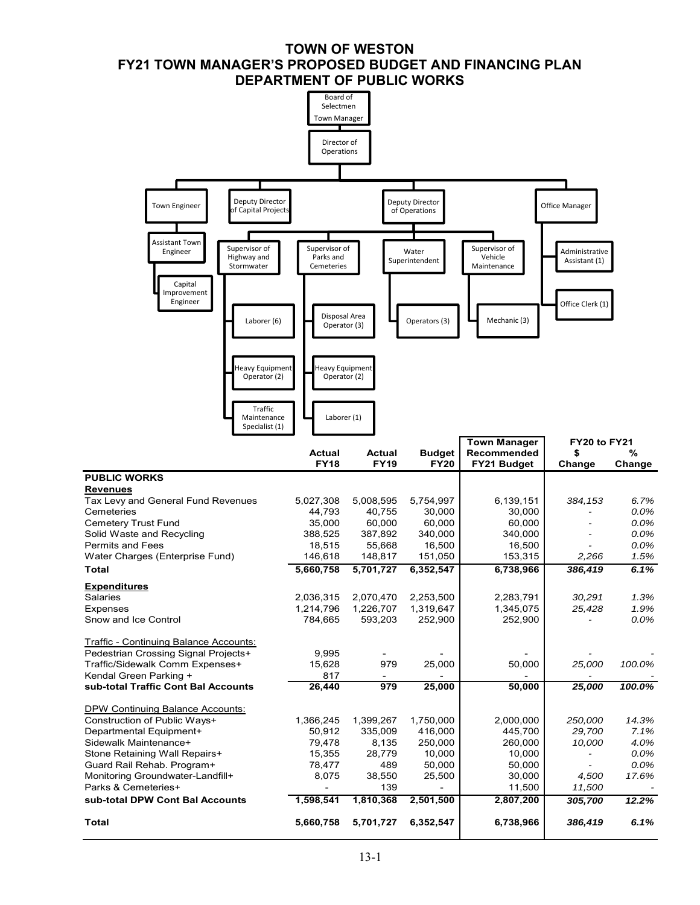# TOWN OF WESTON
## FY21 TOWN MANAGER'S PROPOSED BUDGET AND FINANCING PLAN
## DEPARTMENT OF PUBLIC WORKS

- Board of Selectmen / Town Manager
  - Director of Operations
    - Town Engineer
      - Assistant Town Engineer
        - Capital Improvement Engineer
    - Deputy Director of Capital Projects
    - Deputy Director of Operations
      - Supervisor of Highway and Stormwater
        - Laborer (6)
        - Heavy Equipment Operator (2)
        - Traffic Maintenance Specialist (1)
      - Supervisor of Parks and Cemeteries
        - Disposal Area Operator (3)
        - Heavy Equipment Operator (2)
        - Laborer (1)
      - Water Superintendent
        - Operators (3)
      - Supervisor of Vehicle Maintenance
        - Mechanic (3)
    - Office Manager
      - Administrative Assistant (1)
      - Office Clerk (1)

| | Actual FY18 | Actual FY19 | Budget FY20 | Town Manager Recommended FY21 Budget | FY20 to FY21 $ Change | FY20 to FY21 % Change |
|---|---|---|---|---|---|---|
| **PUBLIC WORKS** | | | | | | |
| **Revenues** | | | | | | |
| Tax Levy and General Fund Revenues | 5,027,308 | 5,008,595 | 5,754,997 | 6,139,151 | *384,153* | *6.7%* |
| Cemeteries | 44,793 | 40,755 | 30,000 | 30,000 | - | *0.0%* |
| Cemetery Trust Fund | 35,000 | 60,000 | 60,000 | 60,000 | - | *0.0%* |
| Solid Waste and Recycling | 388,525 | 387,892 | 340,000 | 340,000 | - | *0.0%* |
| Permits and Fees | 18,515 | 55,668 | 16,500 | 16,500 | - | *0.0%* |
| Water Charges (Enterprise Fund) | 146,618 | 148,817 | 151,050 | 153,315 | *2,266* | *1.5%* |
| **Total** | **5,660,758** | **5,701,727** | **6,352,547** | **6,738,966** | ***386,419*** | ***6.1%*** |
| **Expenditures** | | | | | | |
| Salaries | 2,036,315 | 2,070,470 | 2,253,500 | 2,283,791 | *30,291* | *1.3%* |
| Expenses | 1,214,796 | 1,226,707 | 1,319,647 | 1,345,075 | *25,428* | *1.9%* |
| Snow and Ice Control | 784,665 | 593,203 | 252,900 | 252,900 | - | *0.0%* |
| Traffic - Continuing Balance Accounts: | | | | | | |
| Pedestrian Crossing Signal Projects+ | 9,995 | - | - | - | - | - |
| Traffic/Sidewalk Comm Expenses+ | 15,628 | 979 | 25,000 | 50,000 | *25,000* | *100.0%* |
| Kendal Green Parking + | 817 | - | - | - | - | - |
| **sub-total Traffic Cont Bal Accounts** | **26,440** | **979** | **25,000** | **50,000** | ***25,000*** | ***100.0%*** |
| DPW Continuing Balance Accounts: | | | | | | |
| Construction of Public Ways+ | 1,366,245 | 1,399,267 | 1,750,000 | 2,000,000 | *250,000* | *14.3%* |
| Departmental Equipment+ | 50,912 | 335,009 | 416,000 | 445,700 | *29,700* | *7.1%* |
| Sidewalk Maintenance+ | 79,478 | 8,135 | 250,000 | 260,000 | *10,000* | *4.0%* |
| Stone Retaining Wall Repairs+ | 15,355 | 28,779 | 10,000 | 10,000 | - | *0.0%* |
| Guard Rail Rehab. Program+ | 78,477 | 489 | 50,000 | 50,000 | - | *0.0%* |
| Monitoring Groundwater-Landfill+ | 8,075 | 38,550 | 25,500 | 30,000 | *4,500* | *17.6%* |
| Parks & Cemeteries+ | - | 139 | - | 11,500 | *11,500* | - |
| **sub-total DPW Cont Bal Accounts** | **1,598,541** | **1,810,368** | **2,501,500** | **2,807,200** | ***305,700*** | ***12.2%*** |
| **Total** | **5,660,758** | **5,701,727** | **6,352,547** | **6,738,966** | ***386,419*** | ***6.1%*** |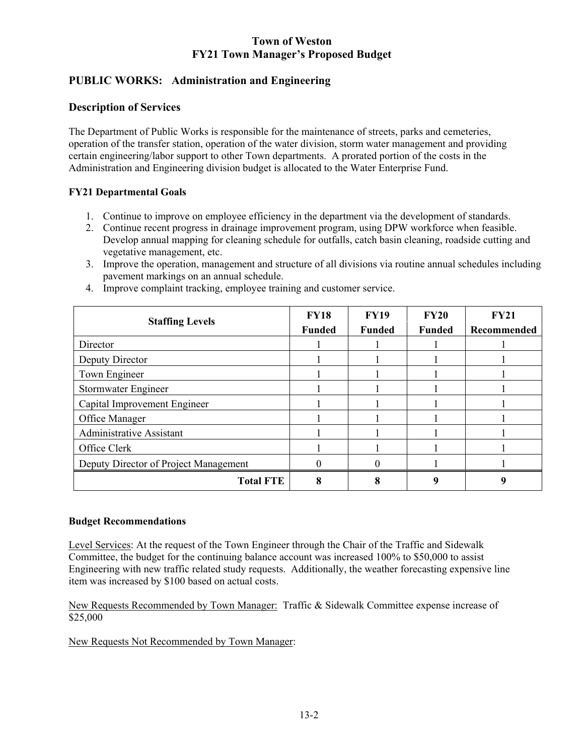# Town of Weston
# FY21 Town Manager's Proposed Budget

## PUBLIC WORKS: Administration and Engineering

## Description of Services

The Department of Public Works is responsible for the maintenance of streets, parks and cemeteries, operation of the transfer station, operation of the water division, storm water management and providing certain engineering/labor support to other Town departments. A prorated portion of the costs in the Administration and Engineering division budget is allocated to the Water Enterprise Fund.

### FY21 Departmental Goals

1. Continue to improve on employee efficiency in the department via the development of standards.
2. Continue recent progress in drainage improvement program, using DPW workforce when feasible. Develop annual mapping for cleaning schedule for outfalls, catch basin cleaning, roadside cutting and vegetative management, etc.
3. Improve the operation, management and structure of all divisions via routine annual schedules including pavement markings on an annual schedule.
4. Improve complaint tracking, employee training and customer service.

| Staffing Levels | FY18 Funded | FY19 Funded | FY20 Funded | FY21 Recommended |
|---|---|---|---|---|
| Director | 1 | 1 | 1 | 1 |
| Deputy Director | 1 | 1 | 1 | 1 |
| Town Engineer | 1 | 1 | 1 | 1 |
| Stormwater Engineer | 1 | 1 | 1 | 1 |
| Capital Improvement Engineer | 1 | 1 | 1 | 1 |
| Office Manager | 1 | 1 | 1 | 1 |
| Administrative Assistant | 1 | 1 | 1 | 1 |
| Office Clerk | 1 | 1 | 1 | 1 |
| Deputy Director of Project Management | 0 | 0 | 1 | 1 |
| **Total FTE** | **8** | **8** | **9** | **9** |

### Budget Recommendations

Level Services: At the request of the Town Engineer through the Chair of the Traffic and Sidewalk Committee, the budget for the continuing balance account was increased 100% to $50,000 to assist Engineering with new traffic related study requests. Additionally, the weather forecasting expensive line item was increased by $100 based on actual costs.

New Requests Recommended by Town Manager: Traffic & Sidewalk Committee expense increase of $25,000

New Requests Not Recommended by Town Manager: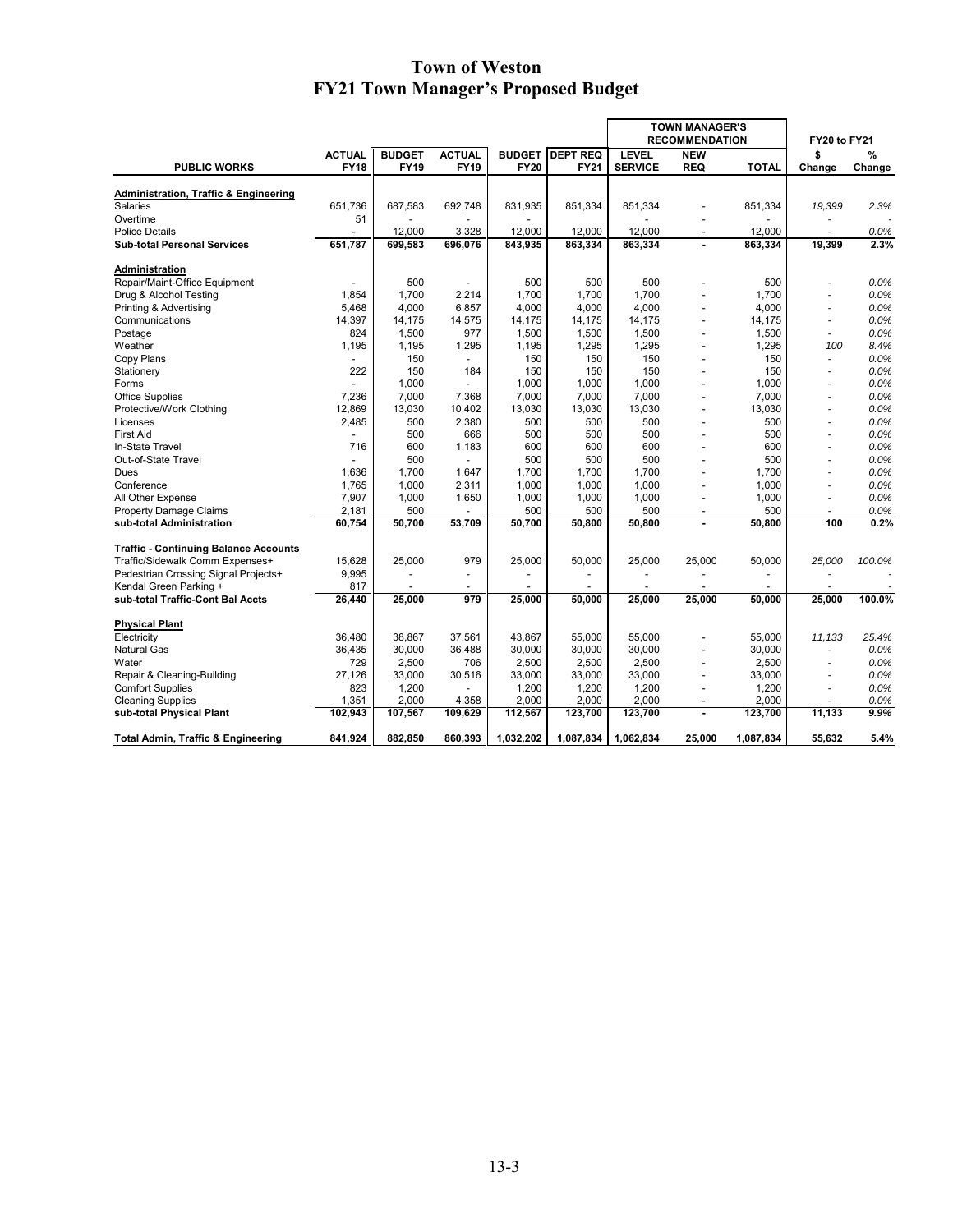# Town of Weston
## FY21 Town Manager's Proposed Budget

| PUBLIC WORKS | ACTUAL FY18 | BUDGET FY19 | ACTUAL FY19 | BUDGET FY20 | DEPT REQ FY21 | TOWN MANAGER'S RECOMMENDATION LEVEL SERVICE | NEW REQ | TOTAL | FY20 to FY21 $ Change | % Change |
|---|---|---|---|---|---|---|---|---|---|---|
| **Administration, Traffic & Engineering** | | | | | | | | | | |
| Salaries | 651,736 | 687,583 | 692,748 | 831,935 | 851,334 | 851,334 | - | 851,334 | *19,399* | *2.3%* |
| Overtime | 51 | - | - | - | - | - | - | - | - | - |
| Police Details | - | 12,000 | 3,328 | 12,000 | 12,000 | 12,000 | - | 12,000 | - | *0.0%* |
| **Sub-total Personal Services** | **651,787** | **699,583** | **696,076** | **843,935** | **863,334** | **863,334** | **-** | **863,334** | **19,399** | **2.3%** |
| **Administration** | | | | | | | | | | |
| Repair/Maint-Office Equipment | - | 500 | - | 500 | 500 | 500 | - | 500 | - | *0.0%* |
| Drug & Alcohol Testing | 1,854 | 1,700 | 2,214 | 1,700 | 1,700 | 1,700 | - | 1,700 | - | *0.0%* |
| Printing & Advertising | 5,468 | 4,000 | 6,857 | 4,000 | 4,000 | 4,000 | - | 4,000 | - | *0.0%* |
| Communications | 14,397 | 14,175 | 14,575 | 14,175 | 14,175 | 14,175 | - | 14,175 | - | *0.0%* |
| Postage | 824 | 1,500 | 977 | 1,500 | 1,500 | 1,500 | - | 1,500 | - | *0.0%* |
| Weather | 1,195 | 1,195 | 1,295 | 1,195 | 1,295 | 1,295 | - | 1,295 | *100* | *8.4%* |
| Copy Plans | - | 150 | - | 150 | 150 | 150 | - | 150 | - | *0.0%* |
| Stationery | 222 | 150 | 184 | 150 | 150 | 150 | - | 150 | - | *0.0%* |
| Forms | - | 1,000 | - | 1,000 | 1,000 | 1,000 | - | 1,000 | - | *0.0%* |
| Office Supplies | 7,236 | 7,000 | 7,368 | 7,000 | 7,000 | 7,000 | - | 7,000 | - | *0.0%* |
| Protective/Work Clothing | 12,869 | 13,030 | 10,402 | 13,030 | 13,030 | 13,030 | - | 13,030 | - | *0.0%* |
| Licenses | 2,485 | 500 | 2,380 | 500 | 500 | 500 | - | 500 | - | *0.0%* |
| First Aid | - | 500 | 666 | 500 | 500 | 500 | - | 500 | - | *0.0%* |
| In-State Travel | 716 | 600 | 1,183 | 600 | 600 | 600 | - | 600 | - | *0.0%* |
| Out-of-State Travel | - | 500 | - | 500 | 500 | 500 | - | 500 | - | *0.0%* |
| Dues | 1,636 | 1,700 | 1,647 | 1,700 | 1,700 | 1,700 | - | 1,700 | - | *0.0%* |
| Conference | 1,765 | 1,000 | 2,311 | 1,000 | 1,000 | 1,000 | - | 1,000 | - | *0.0%* |
| All Other Expense | 7,907 | 1,000 | 1,650 | 1,000 | 1,000 | 1,000 | - | 1,000 | - | *0.0%* |
| Property Damage Claims | 2,181 | 500 | - | 500 | 500 | 500 | - | 500 | - | *0.0%* |
| **sub-total Administration** | **60,754** | **50,700** | **53,709** | **50,700** | **50,800** | **50,800** | **-** | **50,800** | **100** | **0.2%** |
| **Traffic - Continuing Balance Accounts** | | | | | | | | | | |
| Traffic/Sidewalk Comm Expenses+ | 15,628 | 25,000 | 979 | 25,000 | 50,000 | 25,000 | 25,000 | 50,000 | *25,000* | *100.0%* |
| Pedestrian Crossing Signal Projects+ | 9,995 | - | - | - | - | - | - | - | - | - |
| Kendal Green Parking + | 817 | - | - | - | - | - | - | - | - | - |
| **sub-total Traffic-Cont Bal Accts** | **26,440** | **25,000** | **979** | **25,000** | **50,000** | **25,000** | **25,000** | **50,000** | **25,000** | **100.0%** |
| **Physical Plant** | | | | | | | | | | |
| Electricity | 36,480 | 38,867 | 37,561 | 43,867 | 55,000 | 55,000 | - | 55,000 | *11,133* | *25.4%* |
| Natural Gas | 36,435 | 30,000 | 36,488 | 30,000 | 30,000 | 30,000 | - | 30,000 | - | *0.0%* |
| Water | 729 | 2,500 | 706 | 2,500 | 2,500 | 2,500 | - | 2,500 | - | *0.0%* |
| Repair & Cleaning-Building | 27,126 | 33,000 | 30,516 | 33,000 | 33,000 | 33,000 | - | 33,000 | - | *0.0%* |
| Comfort Supplies | 823 | 1,200 | - | 1,200 | 1,200 | 1,200 | - | 1,200 | - | *0.0%* |
| Cleaning Supplies | 1,351 | 2,000 | 4,358 | 2,000 | 2,000 | 2,000 | - | 2,000 | - | *0.0%* |
| **sub-total Physical Plant** | **102,943** | **107,567** | **109,629** | **112,567** | **123,700** | **123,700** | **-** | **123,700** | **11,133** | **9.9%** |
| **Total Admin, Traffic & Engineering** | **841,924** | **882,850** | **860,393** | **1,032,202** | **1,087,834** | **1,062,834** | **25,000** | **1,087,834** | **55,632** | **5.4%** |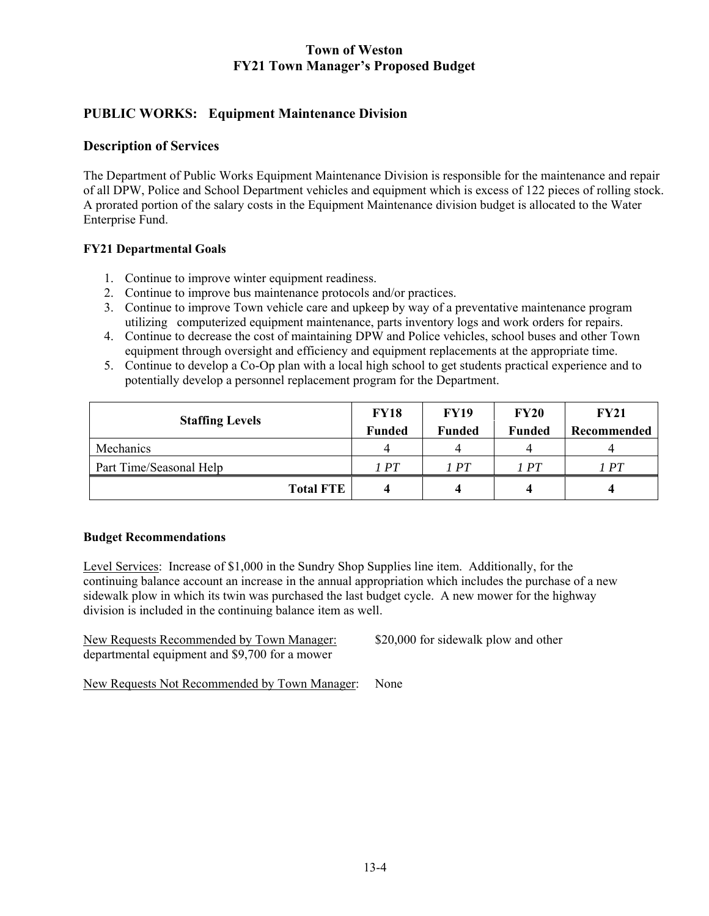# Town of Weston
## FY21 Town Manager's Proposed Budget

## PUBLIC WORKS: Equipment Maintenance Division

### Description of Services

The Department of Public Works Equipment Maintenance Division is responsible for the maintenance and repair of all DPW, Police and School Department vehicles and equipment which is excess of 122 pieces of rolling stock. A prorated portion of the salary costs in the Equipment Maintenance division budget is allocated to the Water Enterprise Fund.

**FY21 Departmental Goals**

1. Continue to improve winter equipment readiness.
2. Continue to improve bus maintenance protocols and/or practices.
3. Continue to improve Town vehicle care and upkeep by way of a preventative maintenance program utilizing computerized equipment maintenance, parts inventory logs and work orders for repairs.
4. Continue to decrease the cost of maintaining DPW and Police vehicles, school buses and other Town equipment through oversight and efficiency and equipment replacements at the appropriate time.
5. Continue to develop a Co-Op plan with a local high school to get students practical experience and to potentially develop a personnel replacement program for the Department.

| Staffing Levels | FY18 Funded | FY19 Funded | FY20 Funded | FY21 Recommended |
|---|---|---|---|---|
| Mechanics | 4 | 4 | 4 | 4 |
| Part Time/Seasonal Help | *1 PT* | *1 PT* | *1 PT* | *1 PT* |
| **Total FTE** | **4** | **4** | **4** | **4** |

**Budget Recommendations**

Level Services: Increase of $1,000 in the Sundry Shop Supplies line item. Additionally, for the continuing balance account an increase in the annual appropriation which includes the purchase of a new sidewalk plow in which its twin was purchased the last budget cycle. A new mower for the highway division is included in the continuing balance item as well.

New Requests Recommended by Town Manager: $20,000 for sidewalk plow and other departmental equipment and $9,700 for a mower

New Requests Not Recommended by Town Manager: None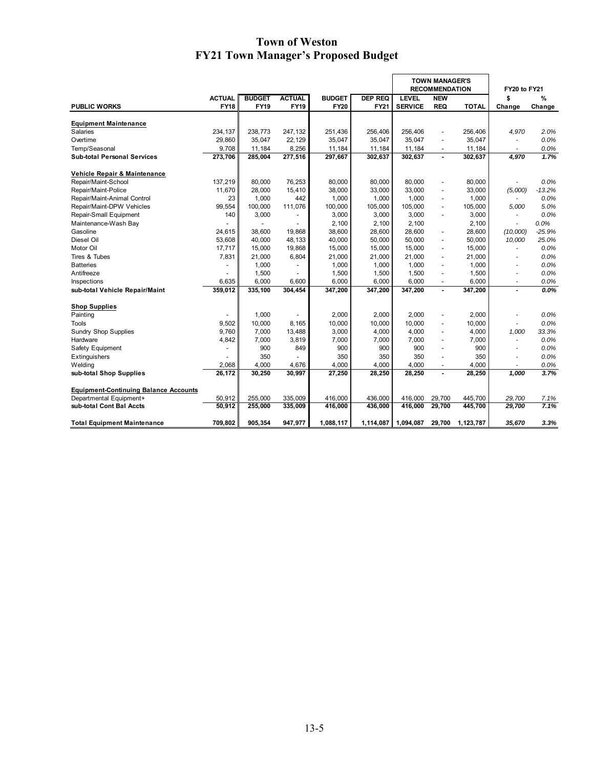# Town of Weston
## FY21 Town Manager's Proposed Budget

| PUBLIC WORKS | ACTUAL FY18 | BUDGET FY19 | ACTUAL FY19 | BUDGET FY20 | DEP REQ FY21 | TOWN MANAGER'S RECOMMENDATION LEVEL SERVICE | NEW REQ | TOTAL | FY20 to FY21 $ Change | % Change |
|---|---|---|---|---|---|---|---|---|---|---|
| **Equipment Maintenance** | | | | | | | | | | |
| Salaries | 234,137 | 238,773 | 247,132 | 251,436 | 256,406 | 256,406 | - | 256,406 | 4,970 | 2.0% |
| Overtime | 29,860 | 35,047 | 22,129 | 35,047 | 35,047 | 35,047 | - | 35,047 | - | 0.0% |
| Temp/Seasonal | 9,708 | 11,184 | 8,256 | 11,184 | 11,184 | 11,184 | - | 11,184 | - | 0.0% |
| **Sub-total Personal Services** | **273,706** | **285,004** | **277,516** | **297,667** | **302,637** | **302,637** | **-** | **302,637** | **4,970** | **1.7%** |
| **Vehicle Repair & Maintenance** | | | | | | | | | | |
| Repair/Maint-School | 137,219 | 80,000 | 76,253 | 80,000 | 80,000 | 80,000 | - | 80,000 | - | 0.0% |
| Repair/Maint-Police | 11,670 | 28,000 | 15,410 | 38,000 | 33,000 | 33,000 | - | 33,000 | (5,000) | -13.2% |
| Repair/Maint-Animal Control | 23 | 1,000 | 442 | 1,000 | 1,000 | 1,000 | - | 1,000 | - | 0.0% |
| Repair/Maint-DPW Vehicles | 99,554 | 100,000 | 111,076 | 100,000 | 105,000 | 105,000 | - | 105,000 | 5,000 | 5.0% |
| Repair-Small Equipment | 140 | 3,000 | - | 3,000 | 3,000 | 3,000 | - | 3,000 | - | 0.0% |
| Maintenance-Wash Bay | - | - | - | 2,100 | 2,100 | 2,100 | | 2,100 | - | 0.0% |
| Gasoline | 24,615 | 38,600 | 19,868 | 38,600 | 28,600 | 28,600 | - | 28,600 | (10,000) | -25.9% |
| Diesel Oil | 53,608 | 40,000 | 48,133 | 40,000 | 50,000 | 50,000 | - | 50,000 | 10,000 | 25.0% |
| Motor Oil | 17,717 | 15,000 | 19,868 | 15,000 | 15,000 | 15,000 | - | 15,000 | - | 0.0% |
| Tires & Tubes | 7,831 | 21,000 | 6,804 | 21,000 | 21,000 | 21,000 | - | 21,000 | - | 0.0% |
| Batteries | - | 1,000 | - | 1,000 | 1,000 | 1,000 | - | 1,000 | - | 0.0% |
| Antifreeze | - | 1,500 | - | 1,500 | 1,500 | 1,500 | - | 1,500 | - | 0.0% |
| Inspections | 6,635 | 6,000 | 6,600 | 6,000 | 6,000 | 6,000 | - | 6,000 | - | 0.0% |
| **sub-total Vehicle Repair/Maint** | **359,012** | **335,100** | **304,454** | **347,200** | **347,200** | **347,200** | **-** | **347,200** | **-** | **0.0%** |
| **Shop Supplies** | | | | | | | | | | |
| Painting | - | 1,000 | - | 2,000 | 2,000 | 2,000 | - | 2,000 | - | 0.0% |
| Tools | 9,502 | 10,000 | 8,165 | 10,000 | 10,000 | 10,000 | - | 10,000 | - | 0.0% |
| Sundry Shop Supplies | 9,760 | 7,000 | 13,488 | 3,000 | 4,000 | 4,000 | - | 4,000 | 1,000 | 33.3% |
| Hardware | 4,842 | 7,000 | 3,819 | 7,000 | 7,000 | 7,000 | - | 7,000 | - | 0.0% |
| Safety Equipment | - | 900 | 849 | 900 | 900 | 900 | - | 900 | - | 0.0% |
| Extinguishers | - | 350 | - | 350 | 350 | 350 | - | 350 | - | 0.0% |
| Welding | 2,068 | 4,000 | 4,676 | 4,000 | 4,000 | 4,000 | - | 4,000 | - | 0.0% |
| **sub-total Shop Supplies** | **26,172** | **30,250** | **30,997** | **27,250** | **28,250** | **28,250** | **-** | **28,250** | **1,000** | **3.7%** |
| **Equipment-Continuing Balance Accounts** | | | | | | | | | | |
| Departmental Equipment+ | 50,912 | 255,000 | 335,009 | 416,000 | 436,000 | 416,000 | 29,700 | 445,700 | 29,700 | 7.1% |
| **sub-total Cont Bal Accts** | **50,912** | **255,000** | **335,009** | **416,000** | **436,000** | **416,000** | **29,700** | **445,700** | **29,700** | **7.1%** |
| **Total Equipment Maintenance** | **709,802** | **905,354** | **947,977** | **1,088,117** | **1,114,087** | **1,094,087** | **29,700** | **1,123,787** | **35,670** | **3.3%** |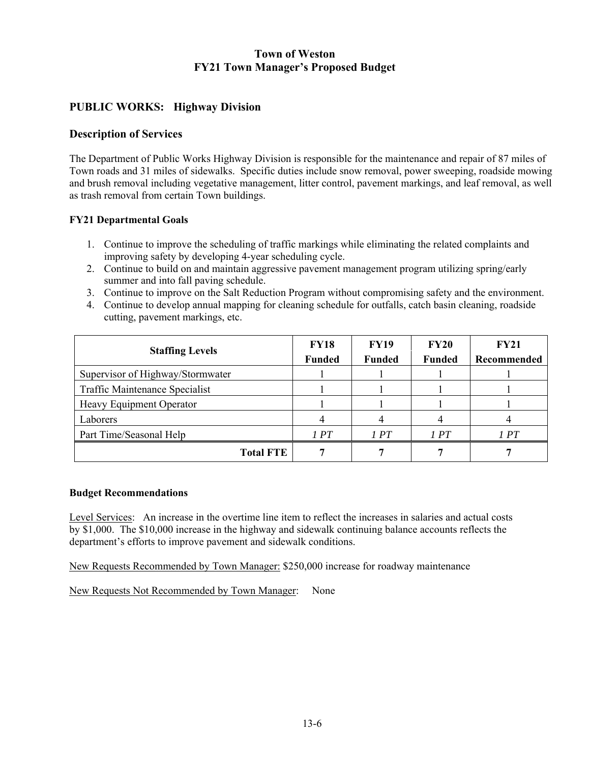# Town of Weston
## FY21 Town Manager's Proposed Budget

## PUBLIC WORKS: Highway Division

### Description of Services

The Department of Public Works Highway Division is responsible for the maintenance and repair of 87 miles of Town roads and 31 miles of sidewalks. Specific duties include snow removal, power sweeping, roadside mowing and brush removal including vegetative management, litter control, pavement markings, and leaf removal, as well as trash removal from certain Town buildings.

**FY21 Departmental Goals**

1. Continue to improve the scheduling of traffic markings while eliminating the related complaints and improving safety by developing 4-year scheduling cycle.
2. Continue to build on and maintain aggressive pavement management program utilizing spring/early summer and into fall paving schedule.
3. Continue to improve on the Salt Reduction Program without compromising safety and the environment.
4. Continue to develop annual mapping for cleaning schedule for outfalls, catch basin cleaning, roadside cutting, pavement markings, etc.

| Staffing Levels | FY18 Funded | FY19 Funded | FY20 Funded | FY21 Recommended |
|---|---|---|---|---|
| Supervisor of Highway/Stormwater | 1 | 1 | 1 | 1 |
| Traffic Maintenance Specialist | 1 | 1 | 1 | 1 |
| Heavy Equipment Operator | 1 | 1 | 1 | 1 |
| Laborers | 4 | 4 | 4 | 4 |
| Part Time/Seasonal Help | *1 PT* | *1 PT* | *1 PT* | *1 PT* |
| **Total FTE** | **7** | **7** | **7** | **7** |

**Budget Recommendations**

Level Services: An increase in the overtime line item to reflect the increases in salaries and actual costs by $1,000. The $10,000 increase in the highway and sidewalk continuing balance accounts reflects the department's efforts to improve pavement and sidewalk conditions.

New Requests Recommended by Town Manager: $250,000 increase for roadway maintenance

New Requests Not Recommended by Town Manager: None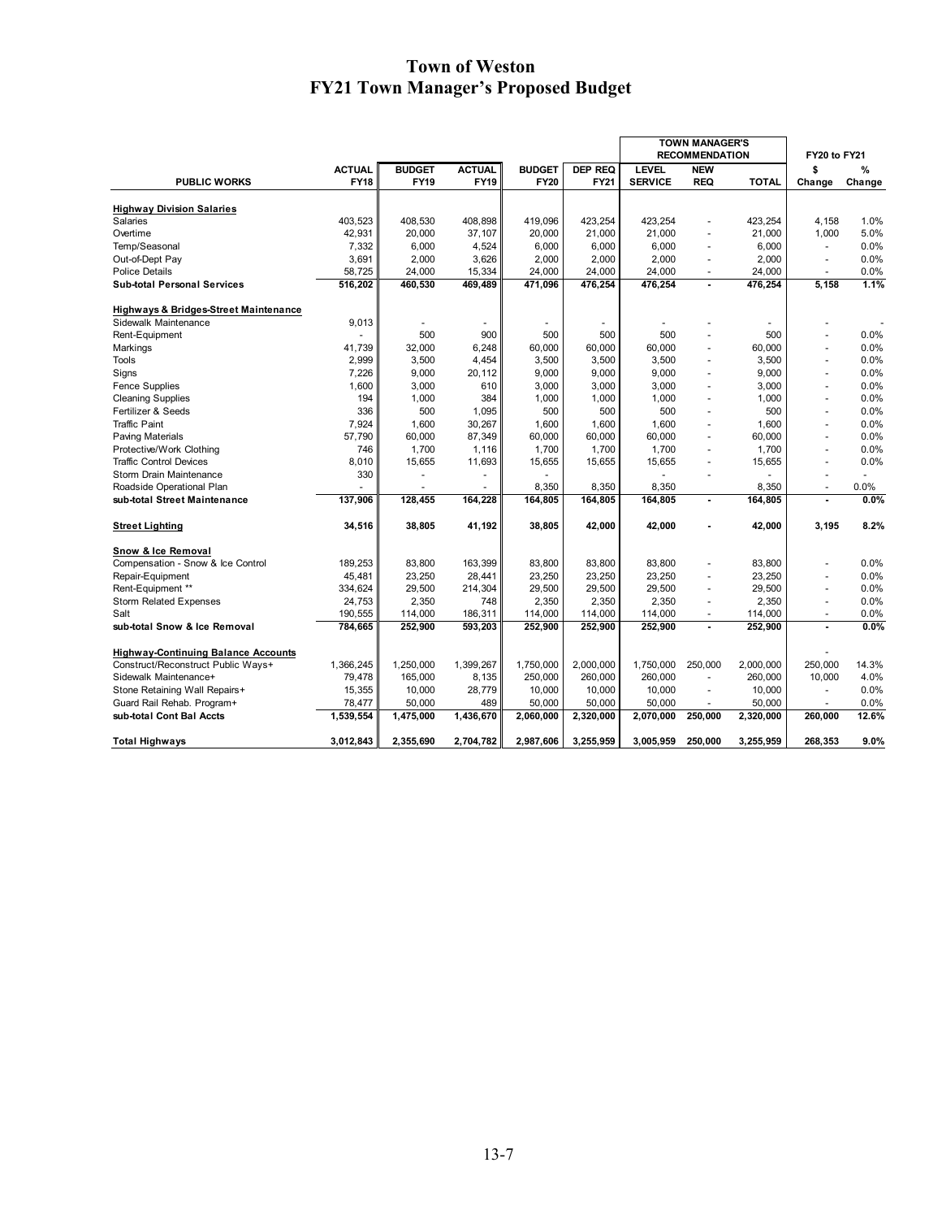# Town of Weston
## FY21 Town Manager's Proposed Budget

| PUBLIC WORKS | ACTUAL FY18 | BUDGET FY19 | ACTUAL FY19 | BUDGET FY20 | DEP REQ FY21 | TOWN MANAGER'S RECOMMENDATION LEVEL SERVICE | NEW REQ | TOTAL | FY20 to FY21 $ Change | % Change |
|---|---|---|---|---|---|---|---|---|---|---|
| **Highway Division Salaries** | | | | | | | | | | |
| Salaries | 403,523 | 408,530 | 408,898 | 419,096 | 423,254 | 423,254 | - | 423,254 | 4,158 | 1.0% |
| Overtime | 42,931 | 20,000 | 37,107 | 20,000 | 21,000 | 21,000 | - | 21,000 | 1,000 | 5.0% |
| Temp/Seasonal | 7,332 | 6,000 | 4,524 | 6,000 | 6,000 | 6,000 | - | 6,000 | - | 0.0% |
| Out-of-Dept Pay | 3,691 | 2,000 | 3,626 | 2,000 | 2,000 | 2,000 | - | 2,000 | - | 0.0% |
| Police Details | 58,725 | 24,000 | 15,334 | 24,000 | 24,000 | 24,000 | - | 24,000 | - | 0.0% |
| **Sub-total Personal Services** | **516,202** | **460,530** | **469,489** | **471,096** | **476,254** | **476,254** | **-** | **476,254** | **5,158** | **1.1%** |
| **Highways & Bridges-Street Maintenance** | | | | | | | | | | |
| Sidewalk Maintenance | 9,013 | - | - | - | - | - | - | - | - | - |
| Rent-Equipment | - | 500 | 900 | 500 | 500 | 500 | - | 500 | - | 0.0% |
| Markings | 41,739 | 32,000 | 6,248 | 60,000 | 60,000 | 60,000 | - | 60,000 | - | 0.0% |
| Tools | 2,999 | 3,500 | 4,454 | 3,500 | 3,500 | 3,500 | - | 3,500 | - | 0.0% |
| Signs | 7,226 | 9,000 | 20,112 | 9,000 | 9,000 | 9,000 | - | 9,000 | - | 0.0% |
| Fence Supplies | 1,600 | 3,000 | 610 | 3,000 | 3,000 | 3,000 | - | 3,000 | - | 0.0% |
| Cleaning Supplies | 194 | 1,000 | 384 | 1,000 | 1,000 | 1,000 | - | 1,000 | - | 0.0% |
| Fertilizer & Seeds | 336 | 500 | 1,095 | 500 | 500 | 500 | - | 500 | - | 0.0% |
| Traffic Paint | 7,924 | 1,600 | 30,267 | 1,600 | 1,600 | 1,600 | - | 1,600 | - | 0.0% |
| Paving Materials | 57,790 | 60,000 | 87,349 | 60,000 | 60,000 | 60,000 | - | 60,000 | - | 0.0% |
| Protective/Work Clothing | 746 | 1,700 | 1,116 | 1,700 | 1,700 | 1,700 | - | 1,700 | - | 0.0% |
| Traffic Control Devices | 8,010 | 15,655 | 11,693 | 15,655 | 15,655 | 15,655 | - | 15,655 | - | 0.0% |
| Storm Drain Maintenance | 330 | - | - | - | - | - | - | - | - | - |
| Roadside Operational Plan | - | - | - | 8,350 | 8,350 | 8,350 | | 8,350 | - | 0.0% |
| **sub-total Street Maintenance** | **137,906** | **128,455** | **164,228** | **164,805** | **164,805** | **164,805** | **-** | **164,805** | **-** | **0.0%** |
| **Street Lighting** | **34,516** | **38,805** | **41,192** | **38,805** | **42,000** | **42,000** | **-** | **42,000** | **3,195** | **8.2%** |
| **Snow & Ice Removal** | | | | | | | | | | |
| Compensation - Snow & Ice Control | 189,253 | 83,800 | 163,399 | 83,800 | 83,800 | 83,800 | - | 83,800 | - | 0.0% |
| Repair-Equipment | 45,481 | 23,250 | 28,441 | 23,250 | 23,250 | 23,250 | - | 23,250 | - | 0.0% |
| Rent-Equipment ** | 334,624 | 29,500 | 214,304 | 29,500 | 29,500 | 29,500 | - | 29,500 | - | 0.0% |
| Storm Related Expenses | 24,753 | 2,350 | 748 | 2,350 | 2,350 | 2,350 | - | 2,350 | - | 0.0% |
| Salt | 190,555 | 114,000 | 186,311 | 114,000 | 114,000 | 114,000 | - | 114,000 | - | 0.0% |
| **sub-total Snow & Ice Removal** | **784,665** | **252,900** | **593,203** | **252,900** | **252,900** | **252,900** | **-** | **252,900** | **-** | **0.0%** |
| **Highway-Continuing Balance Accounts** | | | | | | | | | - | |
| Construct/Reconstruct Public Ways+ | 1,366,245 | 1,250,000 | 1,399,267 | 1,750,000 | 2,000,000 | 1,750,000 | 250,000 | 2,000,000 | 250,000 | 14.3% |
| Sidewalk Maintenance+ | 79,478 | 165,000 | 8,135 | 250,000 | 260,000 | 260,000 | - | 260,000 | 10,000 | 4.0% |
| Stone Retaining Wall Repairs+ | 15,355 | 10,000 | 28,779 | 10,000 | 10,000 | 10,000 | - | 10,000 | - | 0.0% |
| Guard Rail Rehab. Program+ | 78,477 | 50,000 | 489 | 50,000 | 50,000 | 50,000 | - | 50,000 | - | 0.0% |
| **sub-total Cont Bal Accts** | **1,539,554** | **1,475,000** | **1,436,670** | **2,060,000** | **2,320,000** | **2,070,000** | **250,000** | **2,320,000** | **260,000** | **12.6%** |
| **Total Highways** | **3,012,843** | **2,355,690** | **2,704,782** | **2,987,606** | **3,255,959** | **3,005,959** | **250,000** | **3,255,959** | **268,353** | **9.0%** |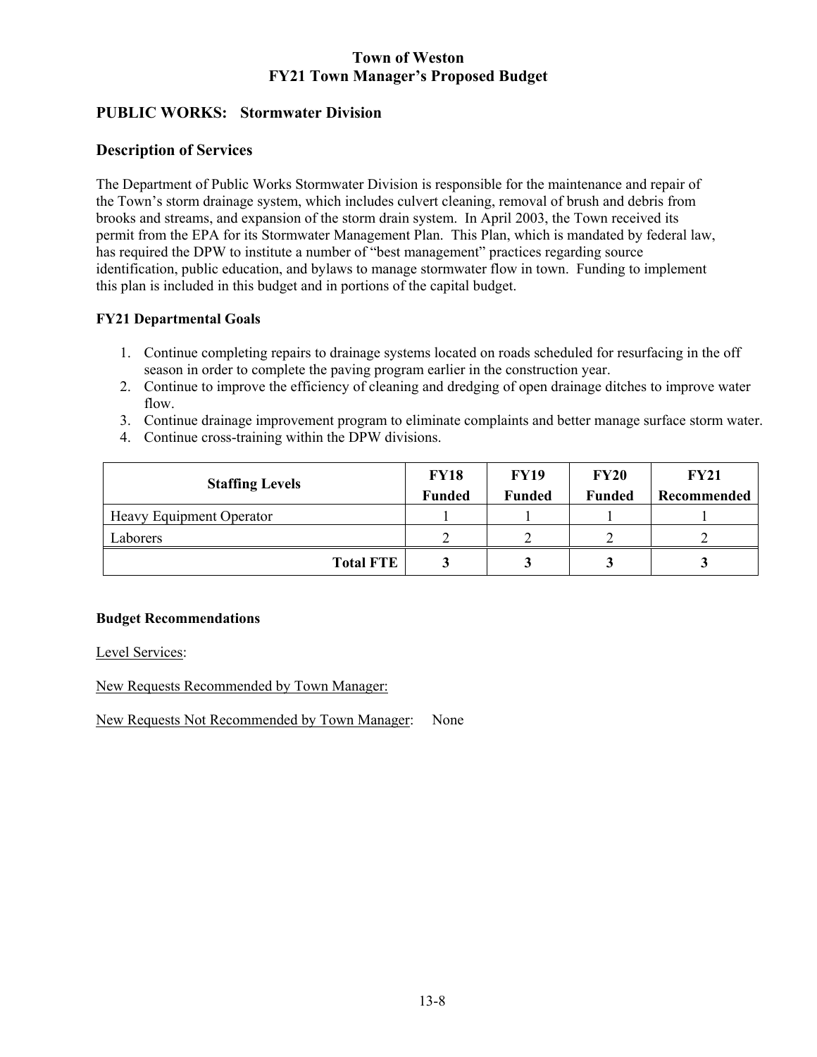# Town of Weston
## FY21 Town Manager's Proposed Budget

## PUBLIC WORKS: Stormwater Division

## Description of Services

The Department of Public Works Stormwater Division is responsible for the maintenance and repair of the Town's storm drainage system, which includes culvert cleaning, removal of brush and debris from brooks and streams, and expansion of the storm drain system. In April 2003, the Town received its permit from the EPA for its Stormwater Management Plan. This Plan, which is mandated by federal law, has required the DPW to institute a number of "best management" practices regarding source identification, public education, and bylaws to manage stormwater flow in town. Funding to implement this plan is included in this budget and in portions of the capital budget.

### FY21 Departmental Goals

1. Continue completing repairs to drainage systems located on roads scheduled for resurfacing in the off season in order to complete the paving program earlier in the construction year.
2. Continue to improve the efficiency of cleaning and dredging of open drainage ditches to improve water flow.
3. Continue drainage improvement program to eliminate complaints and better manage surface storm water.
4. Continue cross-training within the DPW divisions.

| Staffing Levels | FY18 Funded | FY19 Funded | FY20 Funded | FY21 Recommended |
|---|---|---|---|---|
| Heavy Equipment Operator | 1 | 1 | 1 | 1 |
| Laborers | 2 | 2 | 2 | 2 |
| **Total FTE** | **3** | **3** | **3** | **3** |

### Budget Recommendations

Level Services:

New Requests Recommended by Town Manager:

New Requests Not Recommended by Town Manager: None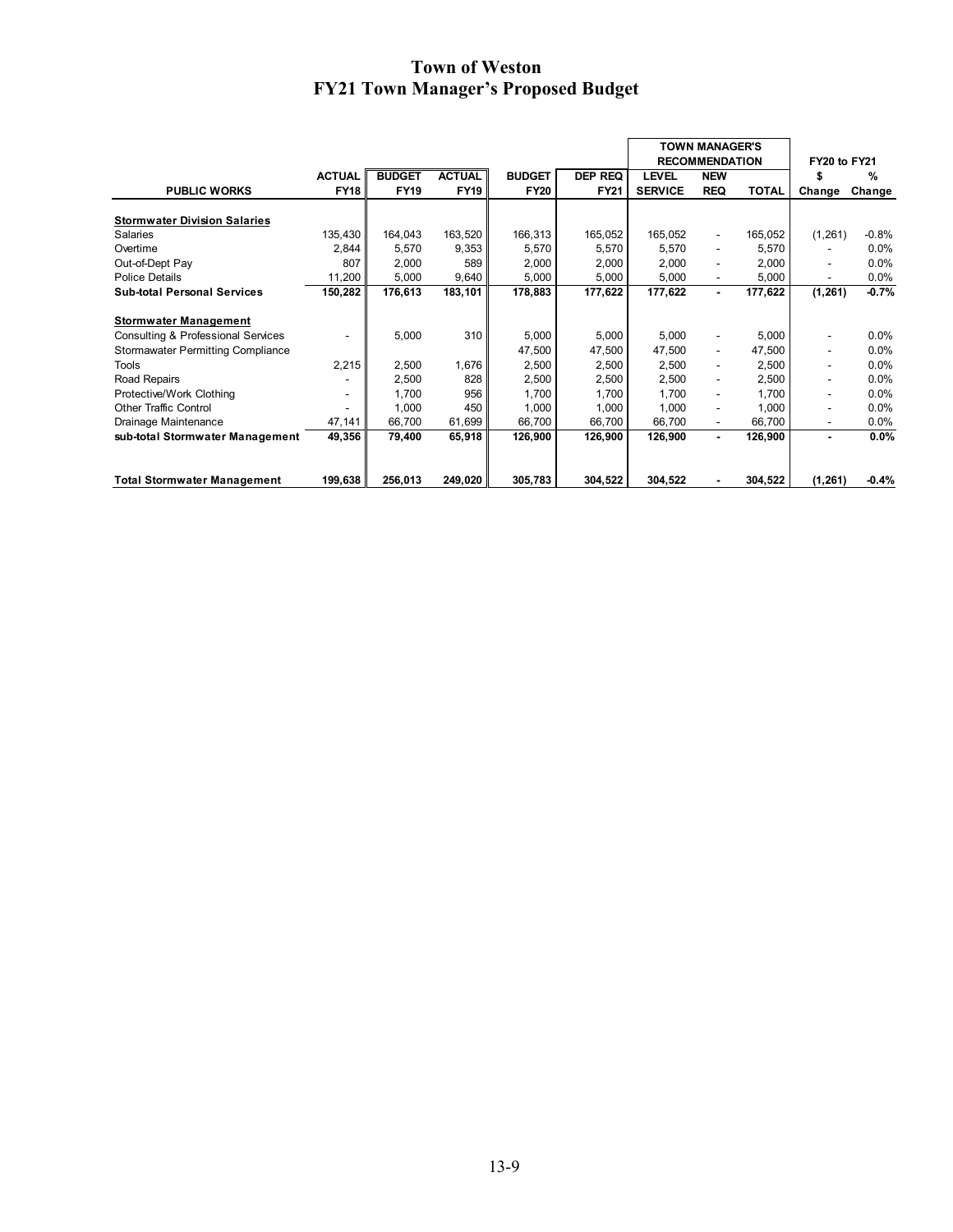# Town of Weston
## FY21 Town Manager's Proposed Budget

| PUBLIC WORKS | ACTUAL FY18 | BUDGET FY19 | ACTUAL FY19 | BUDGET FY20 | DEP REQ FY21 | TOWN MANAGER'S RECOMMENDATION LEVEL SERVICE | NEW REQ | TOTAL | FY20 to FY21 $ Change | % Change |
|---|---|---|---|---|---|---|---|---|---|---|
| **Stormwater Division Salaries** | | | | | | | | | | |
| Salaries | 135,430 | 164,043 | 163,520 | 166,313 | 165,052 | 165,052 | - | 165,052 | (1,261) | -0.8% |
| Overtime | 2,844 | 5,570 | 9,353 | 5,570 | 5,570 | 5,570 | - | 5,570 | - | 0.0% |
| Out-of-Dept Pay | 807 | 2,000 | 589 | 2,000 | 2,000 | 2,000 | - | 2,000 | - | 0.0% |
| Police Details | 11,200 | 5,000 | 9,640 | 5,000 | 5,000 | 5,000 | - | 5,000 | - | 0.0% |
| **Sub-total Personal Services** | **150,282** | **176,613** | **183,101** | **178,883** | **177,622** | **177,622** | **-** | **177,622** | **(1,261)** | **-0.7%** |
| **Stormwater Management** | | | | | | | | | | |
| Consulting & Professional Services | - | 5,000 | 310 | 5,000 | 5,000 | 5,000 | - | 5,000 | - | 0.0% |
| Stormawater Permitting Compliance | | | | 47,500 | 47,500 | 47,500 | - | 47,500 | - | 0.0% |
| Tools | 2,215 | 2,500 | 1,676 | 2,500 | 2,500 | 2,500 | - | 2,500 | - | 0.0% |
| Road Repairs | - | 2,500 | 828 | 2,500 | 2,500 | 2,500 | - | 2,500 | - | 0.0% |
| Protective/Work Clothing | - | 1,700 | 956 | 1,700 | 1,700 | 1,700 | - | 1,700 | - | 0.0% |
| Other Traffic Control | - | 1,000 | 450 | 1,000 | 1,000 | 1,000 | - | 1,000 | - | 0.0% |
| Drainage Maintenance | 47,141 | 66,700 | 61,699 | 66,700 | 66,700 | 66,700 | - | 66,700 | - | 0.0% |
| **sub-total Stormwater Management** | **49,356** | **79,400** | **65,918** | **126,900** | **126,900** | **126,900** | **-** | **126,900** | **-** | **0.0%** |
| **Total Stormwater Management** | **199,638** | **256,013** | **249,020** | **305,783** | **304,522** | **304,522** | **-** | **304,522** | **(1,261)** | **-0.4%** |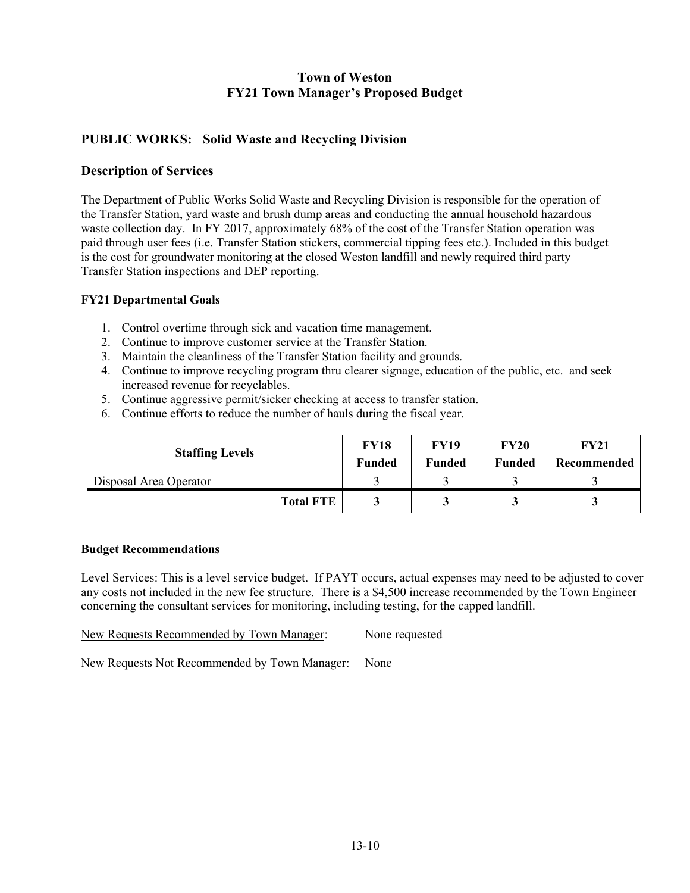# Town of Weston
# FY21 Town Manager's Proposed Budget

## PUBLIC WORKS: Solid Waste and Recycling Division

## Description of Services

The Department of Public Works Solid Waste and Recycling Division is responsible for the operation of the Transfer Station, yard waste and brush dump areas and conducting the annual household hazardous waste collection day. In FY 2017, approximately 68% of the cost of the Transfer Station operation was paid through user fees (i.e. Transfer Station stickers, commercial tipping fees etc.). Included in this budget is the cost for groundwater monitoring at the closed Weston landfill and newly required third party Transfer Station inspections and DEP reporting.

### FY21 Departmental Goals

1. Control overtime through sick and vacation time management.
2. Continue to improve customer service at the Transfer Station.
3. Maintain the cleanliness of the Transfer Station facility and grounds.
4. Continue to improve recycling program thru clearer signage, education of the public, etc. and seek increased revenue for recyclables.
5. Continue aggressive permit/sicker checking at access to transfer station.
6. Continue efforts to reduce the number of hauls during the fiscal year.

| Staffing Levels | FY18 Funded | FY19 Funded | FY20 Funded | FY21 Recommended |
|---|---|---|---|---|
| Disposal Area Operator | 3 | 3 | 3 | 3 |
| **Total FTE** | **3** | **3** | **3** | **3** |

### Budget Recommendations

Level Services: This is a level service budget. If PAYT occurs, actual expenses may need to be adjusted to cover any costs not included in the new fee structure. There is a $4,500 increase recommended by the Town Engineer concerning the consultant services for monitoring, including testing, for the capped landfill.

New Requests Recommended by Town Manager: None requested

New Requests Not Recommended by Town Manager: None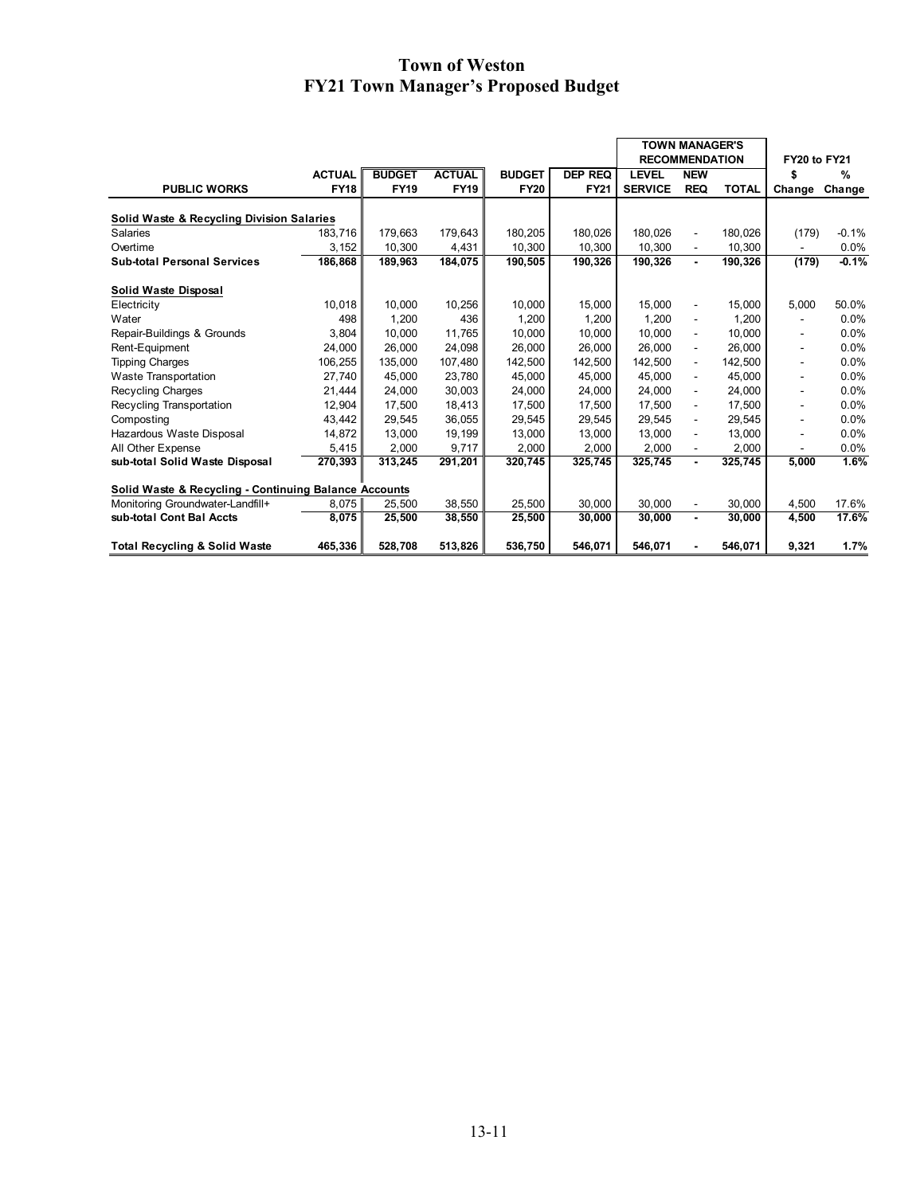# Town of Weston
## FY21 Town Manager's Proposed Budget

| PUBLIC WORKS | ACTUAL FY18 | BUDGET FY19 | ACTUAL FY19 | BUDGET FY20 | DEP REQ FY21 | TOWN MANAGER'S RECOMMENDATION LEVEL SERVICE | NEW REQ | TOTAL | FY20 to FY21 $ Change | % Change |
|---|---|---|---|---|---|---|---|---|---|---|
| **Solid Waste & Recycling Division Salaries** | | | | | | | | | | |
| Salaries | 183,716 | 179,663 | 179,643 | 180,205 | 180,026 | 180,026 | - | 180,026 | (179) | -0.1% |
| Overtime | 3,152 | 10,300 | 4,431 | 10,300 | 10,300 | 10,300 | - | 10,300 | - | 0.0% |
| **Sub-total Personal Services** | **186,868** | **189,963** | **184,075** | **190,505** | **190,326** | **190,326** | **-** | **190,326** | **(179)** | **-0.1%** |
| **Solid Waste Disposal** | | | | | | | | | | |
| Electricity | 10,018 | 10,000 | 10,256 | 10,000 | 15,000 | 15,000 | - | 15,000 | 5,000 | 50.0% |
| Water | 498 | 1,200 | 436 | 1,200 | 1,200 | 1,200 | - | 1,200 | - | 0.0% |
| Repair-Buildings & Grounds | 3,804 | 10,000 | 11,765 | 10,000 | 10,000 | 10,000 | - | 10,000 | - | 0.0% |
| Rent-Equipment | 24,000 | 26,000 | 24,098 | 26,000 | 26,000 | 26,000 | - | 26,000 | - | 0.0% |
| Tipping Charges | 106,255 | 135,000 | 107,480 | 142,500 | 142,500 | 142,500 | - | 142,500 | - | 0.0% |
| Waste Transportation | 27,740 | 45,000 | 23,780 | 45,000 | 45,000 | 45,000 | - | 45,000 | - | 0.0% |
| Recycling Charges | 21,444 | 24,000 | 30,003 | 24,000 | 24,000 | 24,000 | - | 24,000 | - | 0.0% |
| Recycling Transportation | 12,904 | 17,500 | 18,413 | 17,500 | 17,500 | 17,500 | - | 17,500 | - | 0.0% |
| Composting | 43,442 | 29,545 | 36,055 | 29,545 | 29,545 | 29,545 | - | 29,545 | - | 0.0% |
| Hazardous Waste Disposal | 14,872 | 13,000 | 19,199 | 13,000 | 13,000 | 13,000 | - | 13,000 | - | 0.0% |
| All Other Expense | 5,415 | 2,000 | 9,717 | 2,000 | 2,000 | 2,000 | - | 2,000 | - | 0.0% |
| **sub-total Solid Waste Disposal** | **270,393** | **313,245** | **291,201** | **320,745** | **325,745** | **325,745** | **-** | **325,745** | **5,000** | **1.6%** |
| **Solid Waste & Recycling - Continuing Balance Accounts** | | | | | | | | | | |
| Monitoring Groundwater-Landfill+ | 8,075 | 25,500 | 38,550 | 25,500 | 30,000 | 30,000 | - | 30,000 | 4,500 | 17.6% |
| **sub-total Cont Bal Accts** | **8,075** | **25,500** | **38,550** | **25,500** | **30,000** | **30,000** | **-** | **30,000** | **4,500** | **17.6%** |
| **Total Recycling & Solid Waste** | **465,336** | **528,708** | **513,826** | **536,750** | **546,071** | **546,071** | **-** | **546,071** | **9,321** | **1.7%** |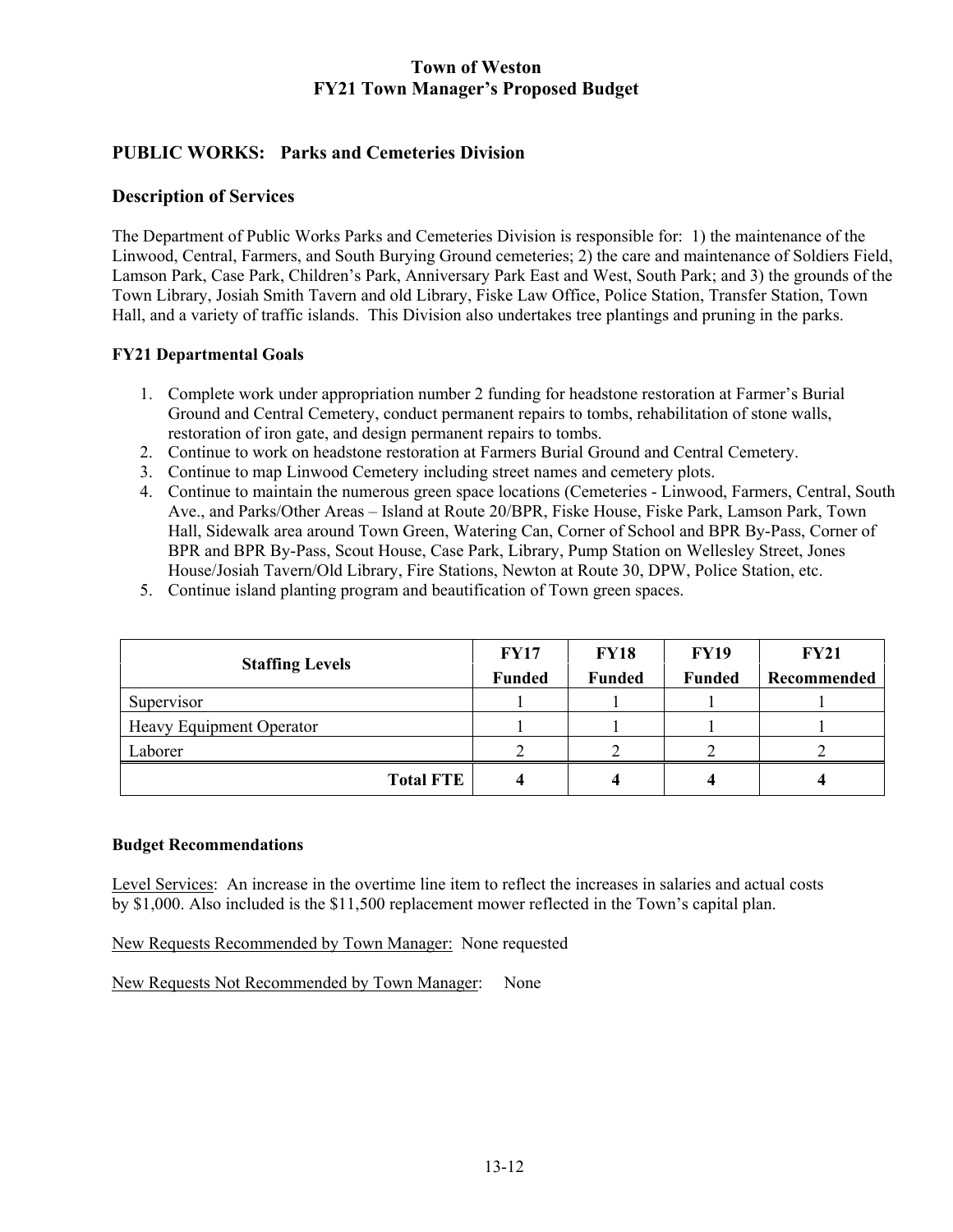# Town of Weston
# FY21 Town Manager's Proposed Budget

## PUBLIC WORKS: Parks and Cemeteries Division

## Description of Services

The Department of Public Works Parks and Cemeteries Division is responsible for: 1) the maintenance of the Linwood, Central, Farmers, and South Burying Ground cemeteries; 2) the care and maintenance of Soldiers Field, Lamson Park, Case Park, Children's Park, Anniversary Park East and West, South Park; and 3) the grounds of the Town Library, Josiah Smith Tavern and old Library, Fiske Law Office, Police Station, Transfer Station, Town Hall, and a variety of traffic islands. This Division also undertakes tree plantings and pruning in the parks.

### FY21 Departmental Goals

1. Complete work under appropriation number 2 funding for headstone restoration at Farmer's Burial Ground and Central Cemetery, conduct permanent repairs to tombs, rehabilitation of stone walls, restoration of iron gate, and design permanent repairs to tombs.
2. Continue to work on headstone restoration at Farmers Burial Ground and Central Cemetery.
3. Continue to map Linwood Cemetery including street names and cemetery plots.
4. Continue to maintain the numerous green space locations (Cemeteries - Linwood, Farmers, Central, South Ave., and Parks/Other Areas – Island at Route 20/BPR, Fiske House, Fiske Park, Lamson Park, Town Hall, Sidewalk area around Town Green, Watering Can, Corner of School and BPR By-Pass, Corner of BPR and BPR By-Pass, Scout House, Case Park, Library, Pump Station on Wellesley Street, Jones House/Josiah Tavern/Old Library, Fire Stations, Newton at Route 30, DPW, Police Station, etc.
5. Continue island planting program and beautification of Town green spaces.

| Staffing Levels | FY17 Funded | FY18 Funded | FY19 Funded | FY21 Recommended |
|---|---|---|---|---|
| Supervisor | 1 | 1 | 1 | 1 |
| Heavy Equipment Operator | 1 | 1 | 1 | 1 |
| Laborer | 2 | 2 | 2 | 2 |
| **Total FTE** | **4** | **4** | **4** | **4** |

### Budget Recommendations

Level Services: An increase in the overtime line item to reflect the increases in salaries and actual costs by $1,000. Also included is the $11,500 replacement mower reflected in the Town's capital plan.

New Requests Recommended by Town Manager: None requested

New Requests Not Recommended by Town Manager: None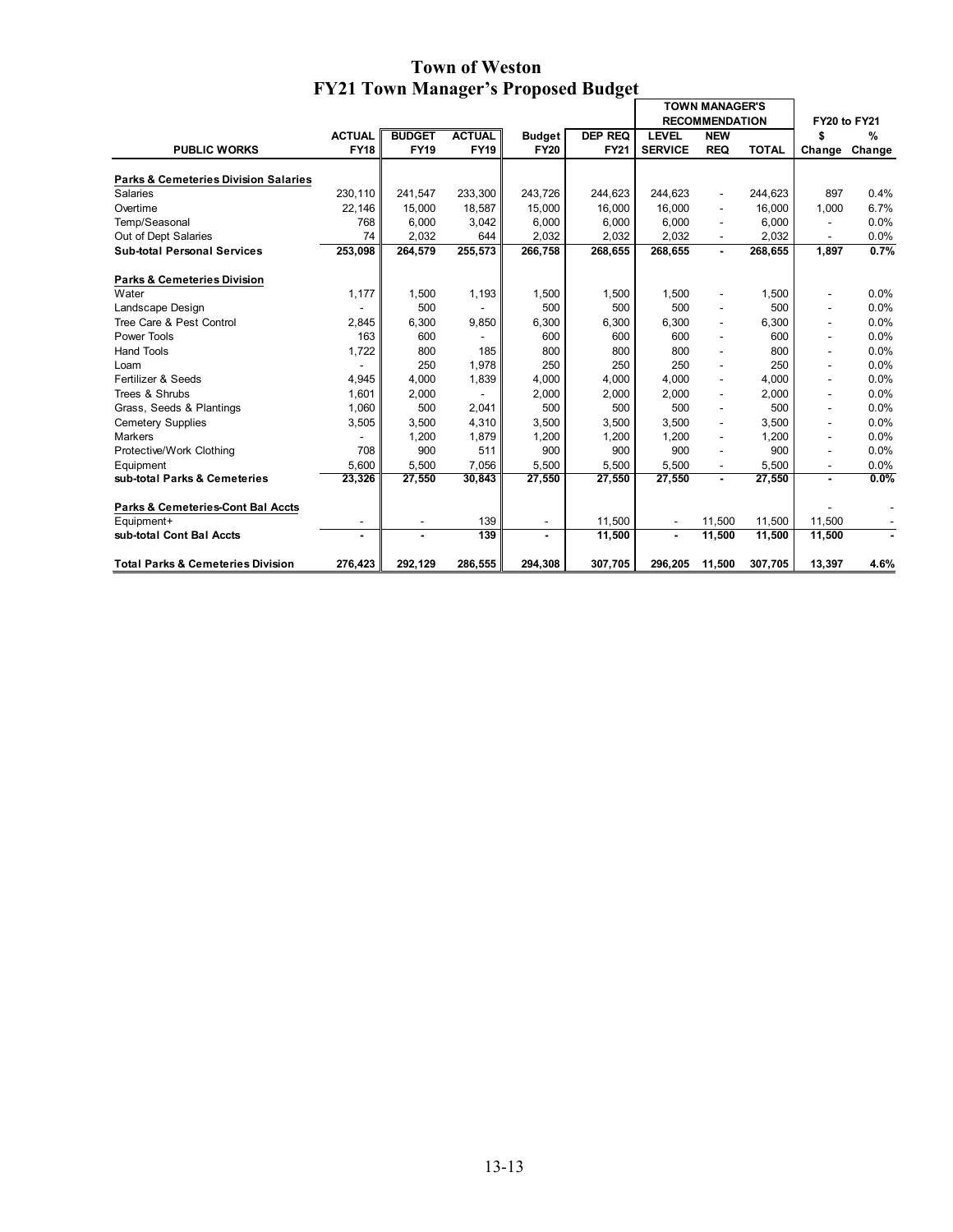# Town of Weston
## FY21 Town Manager's Proposed Budget

| PUBLIC WORKS | ACTUAL FY18 | BUDGET FY19 | ACTUAL FY19 | Budget FY20 | DEP REQ FY21 | TOWN MANAGER'S RECOMMENDATION LEVEL SERVICE | NEW REQ | TOTAL | FY20 to FY21 $ Change | % Change |
|---|---|---|---|---|---|---|---|---|---|---|
| **Parks & Cemeteries Division Salaries** | | | | | | | | | | |
| Salaries | 230,110 | 241,547 | 233,300 | 243,726 | 244,623 | 244,623 | - | 244,623 | 897 | 0.4% |
| Overtime | 22,146 | 15,000 | 18,587 | 15,000 | 16,000 | 16,000 | - | 16,000 | 1,000 | 6.7% |
| Temp/Seasonal | 768 | 6,000 | 3,042 | 6,000 | 6,000 | 6,000 | - | 6,000 | - | 0.0% |
| Out of Dept Salaries | 74 | 2,032 | 644 | 2,032 | 2,032 | 2,032 | - | 2,032 | - | 0.0% |
| **Sub-total Personal Services** | **253,098** | **264,579** | **255,573** | **266,758** | **268,655** | **268,655** | **-** | **268,655** | **1,897** | **0.7%** |
| **Parks & Cemeteries Division** | | | | | | | | | | |
| Water | 1,177 | 1,500 | 1,193 | 1,500 | 1,500 | 1,500 | - | 1,500 | - | 0.0% |
| Landscape Design | - | 500 | - | 500 | 500 | 500 | - | 500 | - | 0.0% |
| Tree Care & Pest Control | 2,845 | 6,300 | 9,850 | 6,300 | 6,300 | 6,300 | - | 6,300 | - | 0.0% |
| Power Tools | 163 | 600 | - | 600 | 600 | 600 | - | 600 | - | 0.0% |
| Hand Tools | 1,722 | 800 | 185 | 800 | 800 | 800 | - | 800 | - | 0.0% |
| Loam | - | 250 | 1,978 | 250 | 250 | 250 | - | 250 | - | 0.0% |
| Fertilizer & Seeds | 4,945 | 4,000 | 1,839 | 4,000 | 4,000 | 4,000 | - | 4,000 | - | 0.0% |
| Trees & Shrubs | 1,601 | 2,000 | - | 2,000 | 2,000 | 2,000 | - | 2,000 | - | 0.0% |
| Grass, Seeds & Plantings | 1,060 | 500 | 2,041 | 500 | 500 | 500 | - | 500 | - | 0.0% |
| Cemetery Supplies | 3,505 | 3,500 | 4,310 | 3,500 | 3,500 | 3,500 | - | 3,500 | - | 0.0% |
| Markers | - | 1,200 | 1,879 | 1,200 | 1,200 | 1,200 | - | 1,200 | - | 0.0% |
| Protective/Work Clothing | 708 | 900 | 511 | 900 | 900 | 900 | - | 900 | - | 0.0% |
| Equipment | 5,600 | 5,500 | 7,056 | 5,500 | 5,500 | 5,500 | - | 5,500 | - | 0.0% |
| **sub-total Parks & Cemeteries** | **23,326** | **27,550** | **30,843** | **27,550** | **27,550** | **27,550** | **-** | **27,550** | **-** | **0.0%** |
| **Parks & Cemeteries-Cont Bal Accts** | | | | | | | | | - | - |
| Equipment+ | - | - | 139 | - | 11,500 | - | 11,500 | 11,500 | 11,500 | - |
| **sub-total Cont Bal Accts** | **-** | **-** | **139** | **-** | **11,500** | **-** | **11,500** | **11,500** | **11,500** | **-** |
| **Total Parks & Cemeteries Division** | **276,423** | **292,129** | **286,555** | **294,308** | **307,705** | **296,205** | **11,500** | **307,705** | **13,397** | **4.6%** |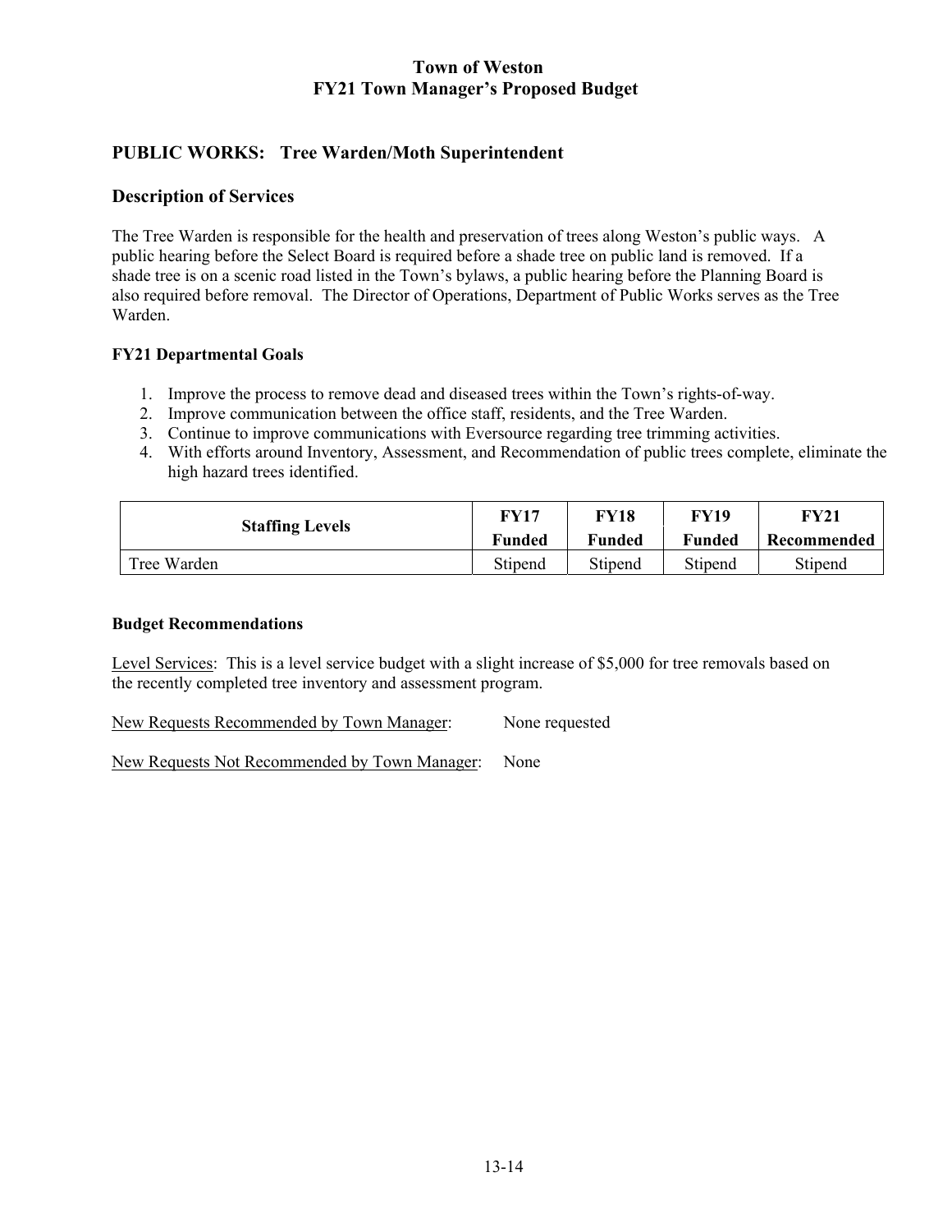# Town of Weston
# FY21 Town Manager's Proposed Budget

## PUBLIC WORKS: Tree Warden/Moth Superintendent

### Description of Services

The Tree Warden is responsible for the health and preservation of trees along Weston's public ways. A public hearing before the Select Board is required before a shade tree on public land is removed. If a shade tree is on a scenic road listed in the Town's bylaws, a public hearing before the Planning Board is also required before removal. The Director of Operations, Department of Public Works serves as the Tree Warden.

**FY21 Departmental Goals**

1. Improve the process to remove dead and diseased trees within the Town's rights-of-way.
2. Improve communication between the office staff, residents, and the Tree Warden.
3. Continue to improve communications with Eversource regarding tree trimming activities.
4. With efforts around Inventory, Assessment, and Recommendation of public trees complete, eliminate the high hazard trees identified.

| Staffing Levels | FY17 Funded | FY18 Funded | FY19 Funded | FY21 Recommended |
|---|---|---|---|---|
| Tree Warden | Stipend | Stipend | Stipend | Stipend |

**Budget Recommendations**

Level Services: This is a level service budget with a slight increase of $5,000 for tree removals based on the recently completed tree inventory and assessment program.

New Requests Recommended by Town Manager: None requested

New Requests Not Recommended by Town Manager: None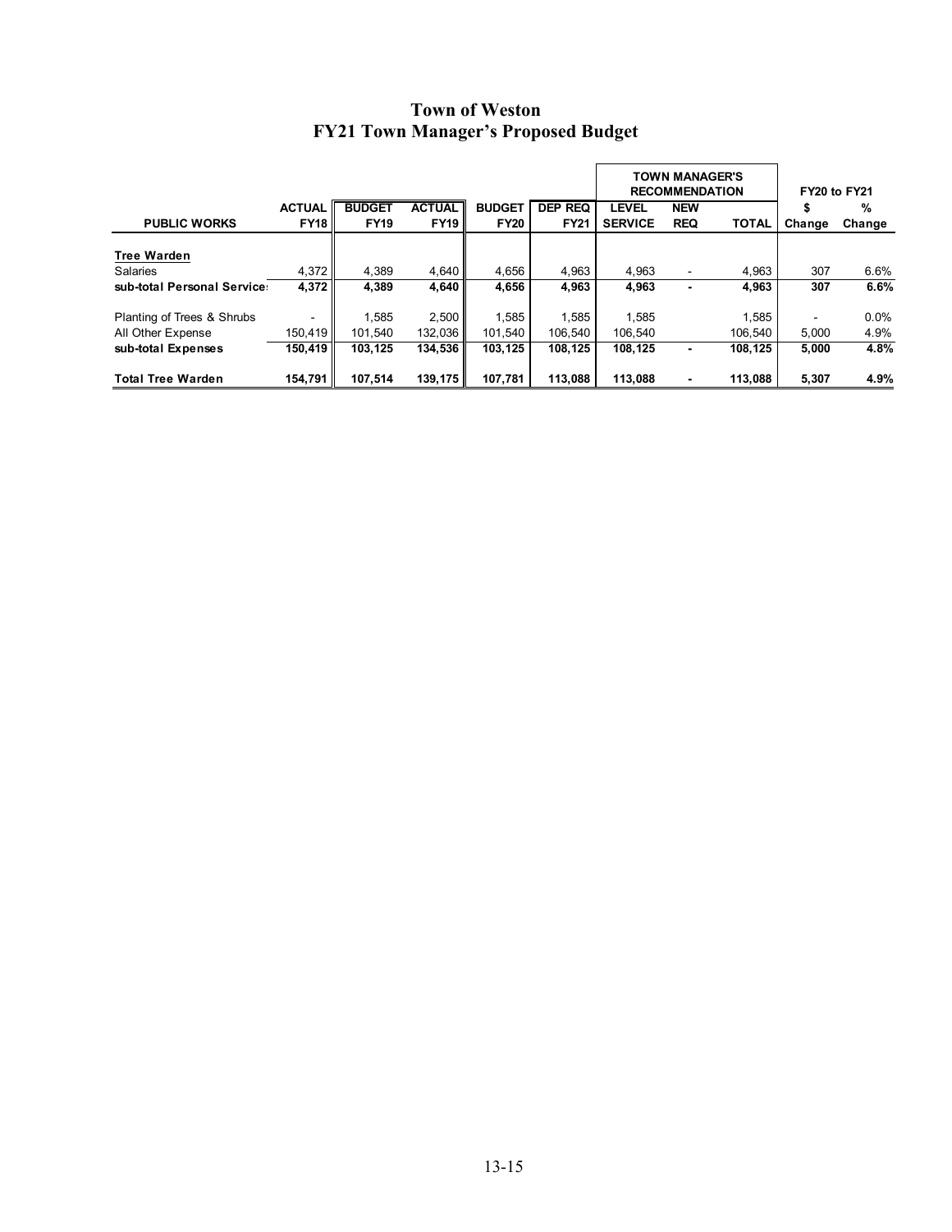# Town of Weston
## FY21 Town Manager's Proposed Budget

| | | | | | | TOWN MANAGER'S RECOMMENDATION | | | FY20 to FY21 | |
|---|---|---|---|---|---|---|---|---|---|---|
| PUBLIC WORKS | ACTUAL FY18 | BUDGET FY19 | ACTUAL FY19 | BUDGET FY20 | DEP REQ FY21 | LEVEL SERVICE | NEW REQ | TOTAL | $ Change | % Change |
| **Tree Warden** | | | | | | | | | | |
| Salaries | 4,372 | 4,389 | 4,640 | 4,656 | 4,963 | 4,963 | - | 4,963 | 307 | 6.6% |
| **sub-total Personal Service** | **4,372** | **4,389** | **4,640** | **4,656** | **4,963** | **4,963** | **-** | **4,963** | **307** | **6.6%** |
| Planting of Trees & Shrubs | - | 1,585 | 2,500 | 1,585 | 1,585 | 1,585 | | 1,585 | - | 0.0% |
| All Other Expense | 150,419 | 101,540 | 132,036 | 101,540 | 106,540 | 106,540 | | 106,540 | 5,000 | 4.9% |
| **sub-total Expenses** | **150,419** | **103,125** | **134,536** | **103,125** | **108,125** | **108,125** | **-** | **108,125** | **5,000** | **4.8%** |
| **Total Tree Warden** | **154,791** | **107,514** | **139,175** | **107,781** | **113,088** | **113,088** | **-** | **113,088** | **5,307** | **4.9%** |